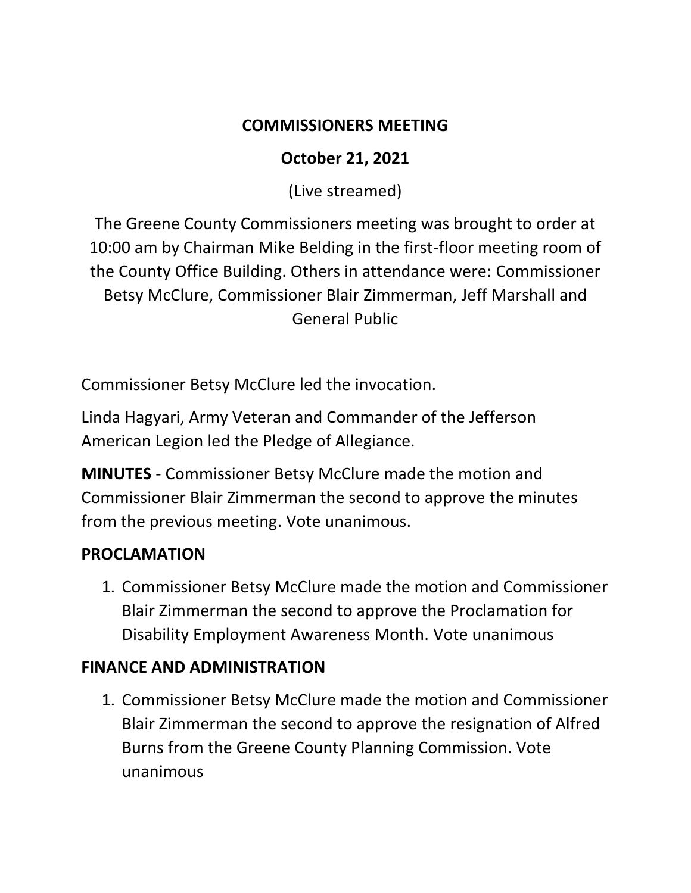# COMMISSIONERS MEETING

## October 21, 2021

(Live streamed)

The Greene County Commissioners meeting was brought to order at 10:00 am by Chairman Mike Belding in the first-floor meeting room of the County Office Building. Others in attendance were: Commissioner Betsy McClure, Commissioner Blair Zimmerman, Jeff Marshall and General Public

Commissioner Betsy McClure led the invocation.

Linda Hagyari, Army Veteran and Commander of the Jefferson American Legion led the Pledge of Allegiance.

**MINUTES** - Commissioner Betsy McClure made the motion and Commissioner Blair Zimmerman the second to approve the minutes from the previous meeting. Vote unanimous.

**PROCLAMATION**

1. Commissioner Betsy McClure made the motion and Commissioner Blair Zimmerman the second to approve the Proclamation for Disability Employment Awareness Month. Vote unanimous

**FINANCE AND ADMINISTRATION**

1. Commissioner Betsy McClure made the motion and Commissioner Blair Zimmerman the second to approve the resignation of Alfred Burns from the Greene County Planning Commission. Vote unanimous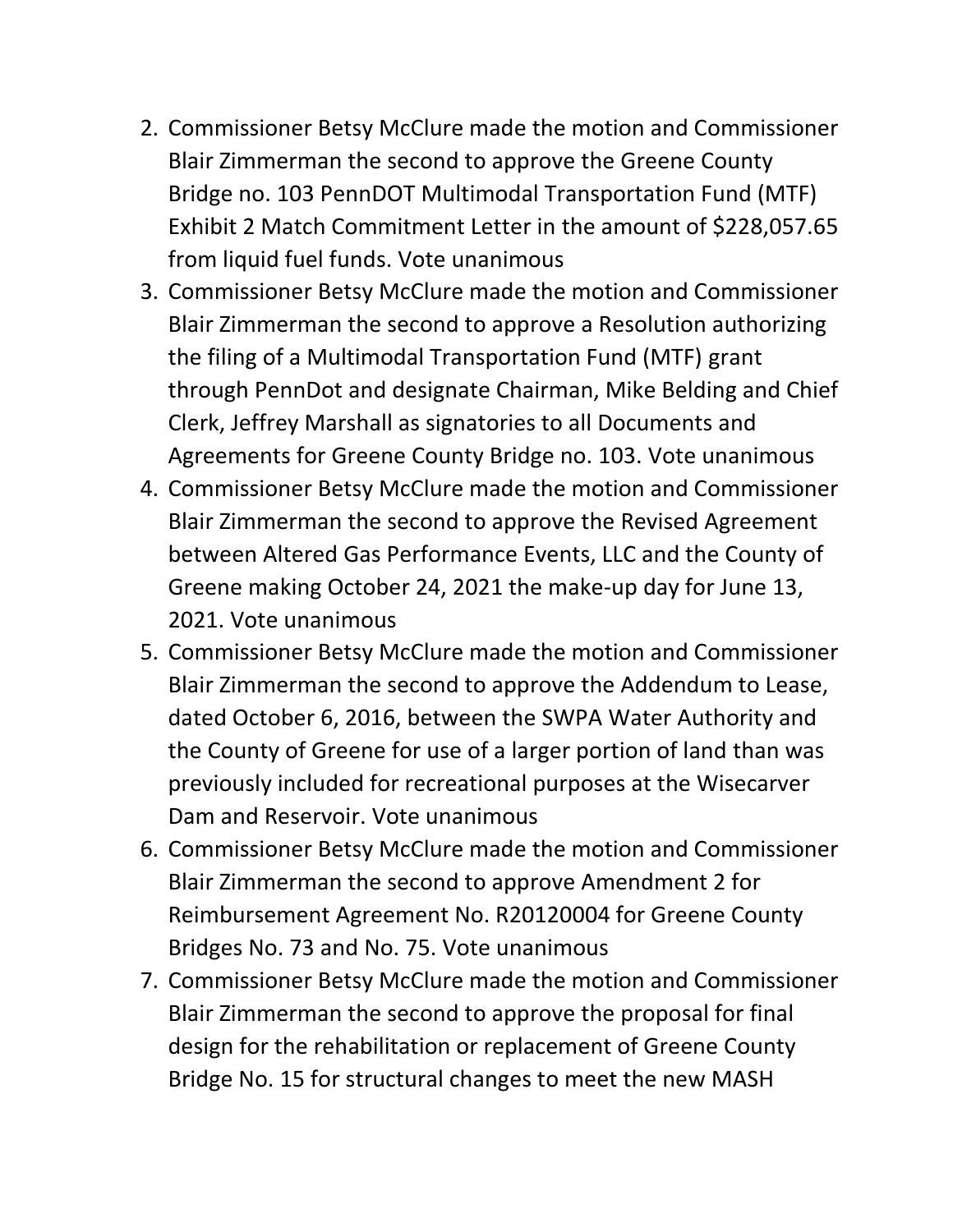2. Commissioner Betsy McClure made the motion and Commissioner Blair Zimmerman the second to approve the Greene County Bridge no. 103 PennDOT Multimodal Transportation Fund (MTF) Exhibit 2 Match Commitment Letter in the amount of $228,057.65 from liquid fuel funds. Vote unanimous
3. Commissioner Betsy McClure made the motion and Commissioner Blair Zimmerman the second to approve a Resolution authorizing the filing of a Multimodal Transportation Fund (MTF) grant through PennDot and designate Chairman, Mike Belding and Chief Clerk, Jeffrey Marshall as signatories to all Documents and Agreements for Greene County Bridge no. 103. Vote unanimous
4. Commissioner Betsy McClure made the motion and Commissioner Blair Zimmerman the second to approve the Revised Agreement between Altered Gas Performance Events, LLC and the County of Greene making October 24, 2021 the make-up day for June 13, 2021. Vote unanimous
5. Commissioner Betsy McClure made the motion and Commissioner Blair Zimmerman the second to approve the Addendum to Lease, dated October 6, 2016, between the SWPA Water Authority and the County of Greene for use of a larger portion of land than was previously included for recreational purposes at the Wisecarver Dam and Reservoir. Vote unanimous
6. Commissioner Betsy McClure made the motion and Commissioner Blair Zimmerman the second to approve Amendment 2 for Reimbursement Agreement No. R20120004 for Greene County Bridges No. 73 and No. 75. Vote unanimous
7. Commissioner Betsy McClure made the motion and Commissioner Blair Zimmerman the second to approve the proposal for final design for the rehabilitation or replacement of Greene County Bridge No. 15 for structural changes to meet the new MASH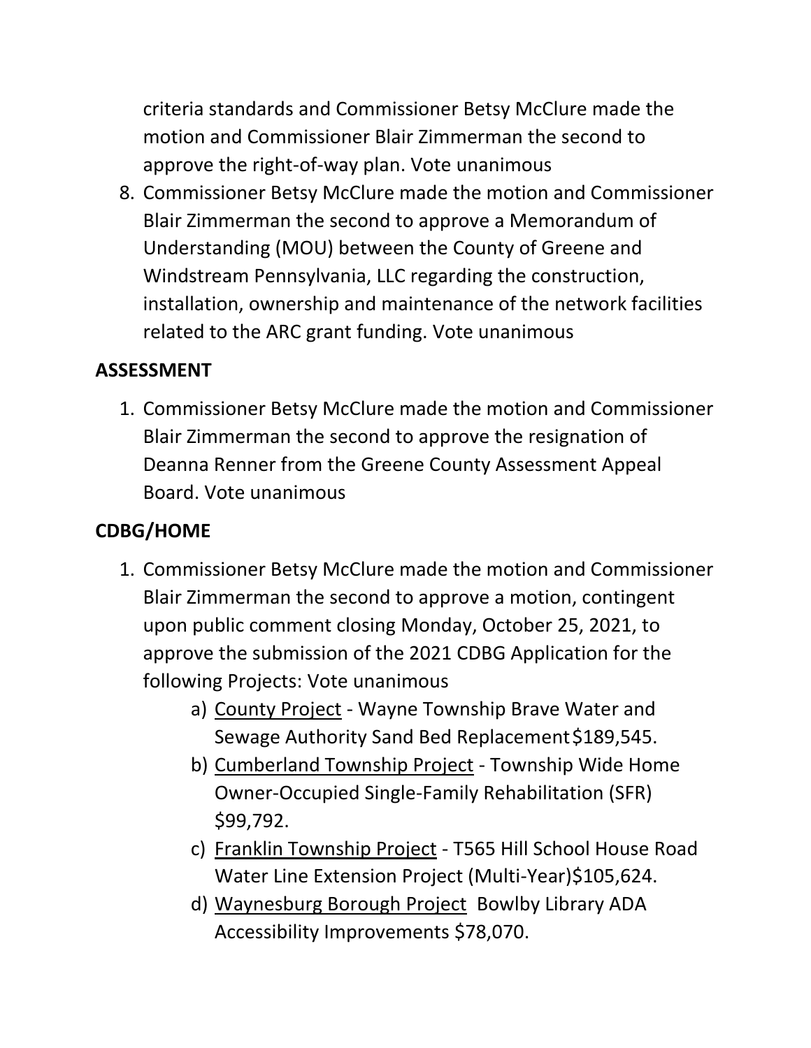criteria standards and Commissioner Betsy McClure made the motion and Commissioner Blair Zimmerman the second to approve the right-of-way plan. Vote unanimous

8. Commissioner Betsy McClure made the motion and Commissioner Blair Zimmerman the second to approve a Memorandum of Understanding (MOU) between the County of Greene and Windstream Pennsylvania, LLC regarding the construction, installation, ownership and maintenance of the network facilities related to the ARC grant funding. Vote unanimous

## ASSESSMENT

1. Commissioner Betsy McClure made the motion and Commissioner Blair Zimmerman the second to approve the resignation of Deanna Renner from the Greene County Assessment Appeal Board. Vote unanimous

## CDBG/HOME

1. Commissioner Betsy McClure made the motion and Commissioner Blair Zimmerman the second to approve a motion, contingent upon public comment closing Monday, October 25, 2021, to approve the submission of the 2021 CDBG Application for the following Projects: Vote unanimous
   a) <u>County Project</u> - Wayne Township Brave Water and Sewage Authority Sand Bed Replacement $189,545.
   b) <u>Cumberland Township Project</u> - Township Wide Home Owner-Occupied Single-Family Rehabilitation (SFR) $99,792.
   c) <u>Franklin Township Project</u> - T565 Hill School House Road Water Line Extension Project (Multi-Year) $105,624.
   d) <u>Waynesburg Borough Project</u> Bowlby Library ADA Accessibility Improvements $78,070.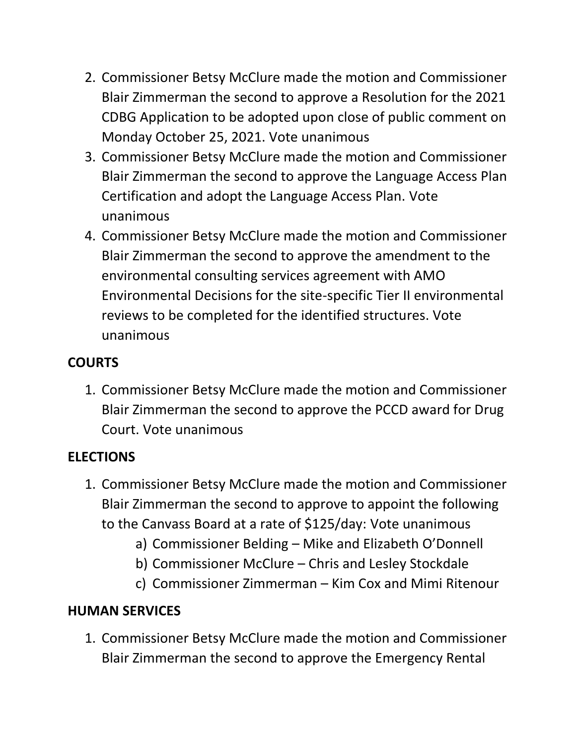2. Commissioner Betsy McClure made the motion and Commissioner Blair Zimmerman the second to approve a Resolution for the 2021 CDBG Application to be adopted upon close of public comment on Monday October 25, 2021. Vote unanimous
3. Commissioner Betsy McClure made the motion and Commissioner Blair Zimmerman the second to approve the Language Access Plan Certification and adopt the Language Access Plan. Vote unanimous
4. Commissioner Betsy McClure made the motion and Commissioner Blair Zimmerman the second to approve the amendment to the environmental consulting services agreement with AMO Environmental Decisions for the site-specific Tier II environmental reviews to be completed for the identified structures. Vote unanimous

**COURTS**

1. Commissioner Betsy McClure made the motion and Commissioner Blair Zimmerman the second to approve the PCCD award for Drug Court. Vote unanimous

**ELECTIONS**

1. Commissioner Betsy McClure made the motion and Commissioner Blair Zimmerman the second to approve to appoint the following to the Canvass Board at a rate of $125/day: Vote unanimous
    a) Commissioner Belding – Mike and Elizabeth O'Donnell
    b) Commissioner McClure – Chris and Lesley Stockdale
    c) Commissioner Zimmerman – Kim Cox and Mimi Ritenour

**HUMAN SERVICES**

1. Commissioner Betsy McClure made the motion and Commissioner Blair Zimmerman the second to approve the Emergency Rental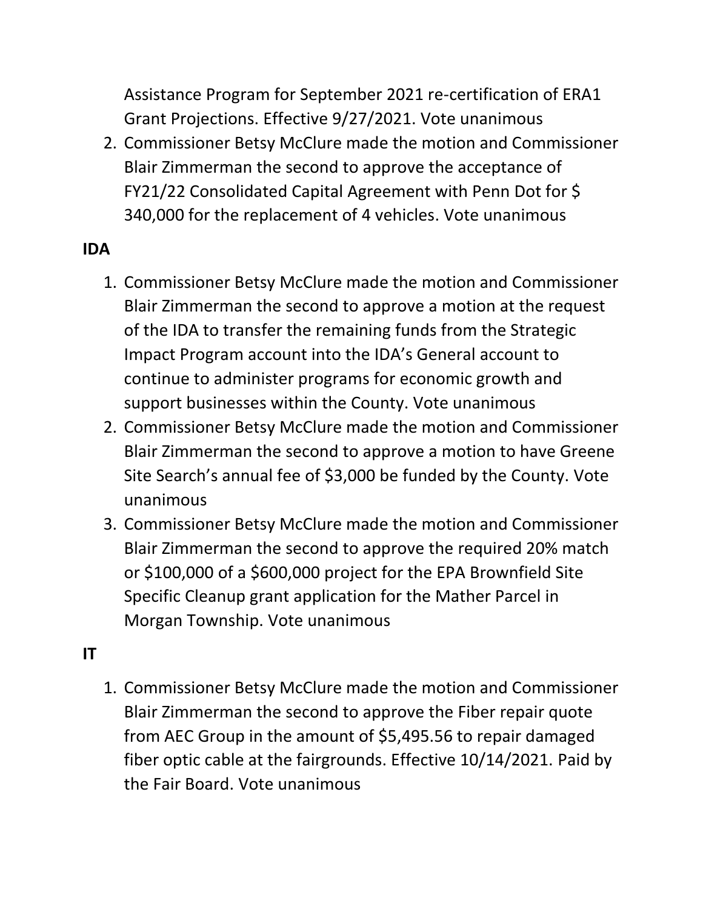Assistance Program for September 2021 re-certification of ERA1 Grant Projections. Effective 9/27/2021. Vote unanimous

2. Commissioner Betsy McClure made the motion and Commissioner Blair Zimmerman the second to approve the acceptance of FY21/22 Consolidated Capital Agreement with Penn Dot for $ 340,000 for the replacement of 4 vehicles. Vote unanimous

**IDA**

1. Commissioner Betsy McClure made the motion and Commissioner Blair Zimmerman the second to approve a motion at the request of the IDA to transfer the remaining funds from the Strategic Impact Program account into the IDA's General account to continue to administer programs for economic growth and support businesses within the County. Vote unanimous
2. Commissioner Betsy McClure made the motion and Commissioner Blair Zimmerman the second to approve a motion to have Greene Site Search's annual fee of $3,000 be funded by the County. Vote unanimous
3. Commissioner Betsy McClure made the motion and Commissioner Blair Zimmerman the second to approve the required 20% match or $100,000 of a $600,000 project for the EPA Brownfield Site Specific Cleanup grant application for the Mather Parcel in Morgan Township. Vote unanimous

**IT**

1. Commissioner Betsy McClure made the motion and Commissioner Blair Zimmerman the second to approve the Fiber repair quote from AEC Group in the amount of $5,495.56 to repair damaged fiber optic cable at the fairgrounds. Effective 10/14/2021. Paid by the Fair Board. Vote unanimous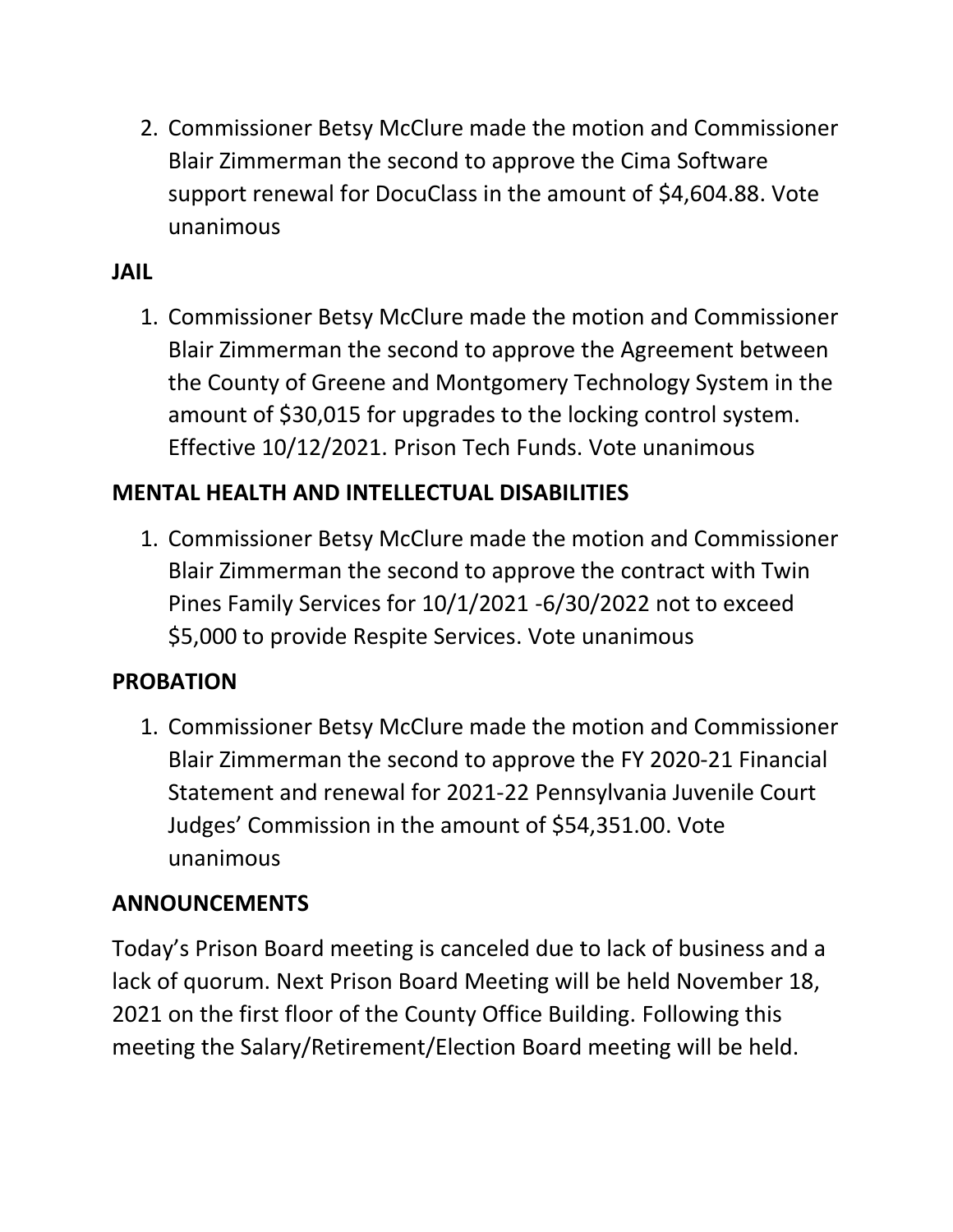2. Commissioner Betsy McClure made the motion and Commissioner Blair Zimmerman the second to approve the Cima Software support renewal for DocuClass in the amount of $4,604.88. Vote unanimous

**JAIL**

1. Commissioner Betsy McClure made the motion and Commissioner Blair Zimmerman the second to approve the Agreement between the County of Greene and Montgomery Technology System in the amount of $30,015 for upgrades to the locking control system. Effective 10/12/2021. Prison Tech Funds. Vote unanimous

**MENTAL HEALTH AND INTELLECTUAL DISABILITIES**

1. Commissioner Betsy McClure made the motion and Commissioner Blair Zimmerman the second to approve the contract with Twin Pines Family Services for 10/1/2021 -6/30/2022 not to exceed $5,000 to provide Respite Services. Vote unanimous

**PROBATION**

1. Commissioner Betsy McClure made the motion and Commissioner Blair Zimmerman the second to approve the FY 2020-21 Financial Statement and renewal for 2021-22 Pennsylvania Juvenile Court Judges' Commission in the amount of $54,351.00. Vote unanimous

**ANNOUNCEMENTS**

Today's Prison Board meeting is canceled due to lack of business and a lack of quorum. Next Prison Board Meeting will be held November 18, 2021 on the first floor of the County Office Building. Following this meeting the Salary/Retirement/Election Board meeting will be held.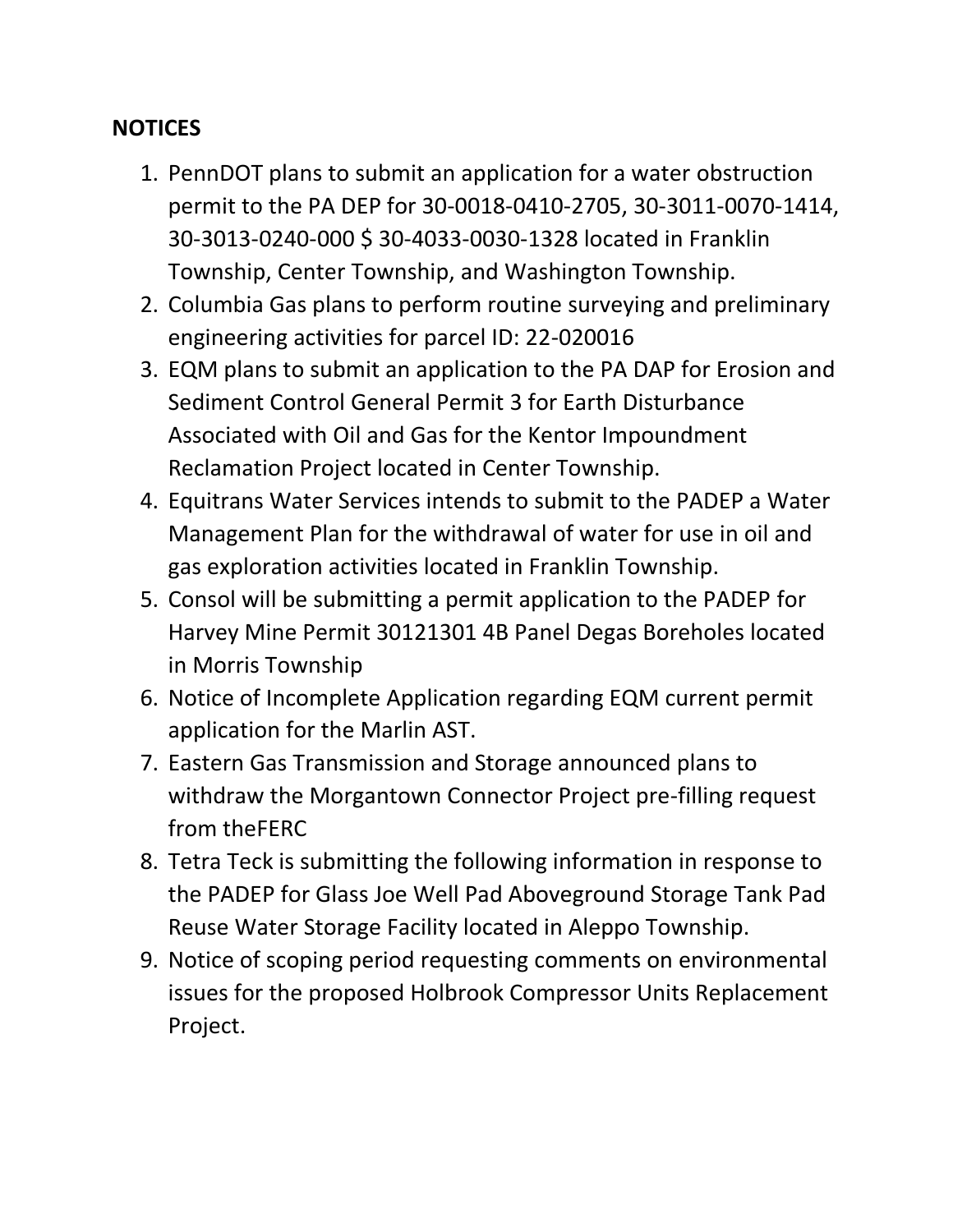**NOTICES**

1. PennDOT plans to submit an application for a water obstruction permit to the PA DEP for 30-0018-0410-2705, 30-3011-0070-1414, 30-3013-0240-000 $ 30-4033-0030-1328 located in Franklin Township, Center Township, and Washington Township.
2. Columbia Gas plans to perform routine surveying and preliminary engineering activities for parcel ID: 22-020016
3. EQM plans to submit an application to the PA DAP for Erosion and Sediment Control General Permit 3 for Earth Disturbance Associated with Oil and Gas for the Kentor Impoundment Reclamation Project located in Center Township.
4. Equitrans Water Services intends to submit to the PADEP a Water Management Plan for the withdrawal of water for use in oil and gas exploration activities located in Franklin Township.
5. Consol will be submitting a permit application to the PADEP for Harvey Mine Permit 30121301 4B Panel Degas Boreholes located in Morris Township
6. Notice of Incomplete Application regarding EQM current permit application for the Marlin AST.
7. Eastern Gas Transmission and Storage announced plans to withdraw the Morgantown Connector Project pre-filling request from theFERC
8. Tetra Teck is submitting the following information in response to the PADEP for Glass Joe Well Pad Aboveground Storage Tank Pad Reuse Water Storage Facility located in Aleppo Township.
9. Notice of scoping period requesting comments on environmental issues for the proposed Holbrook Compressor Units Replacement Project.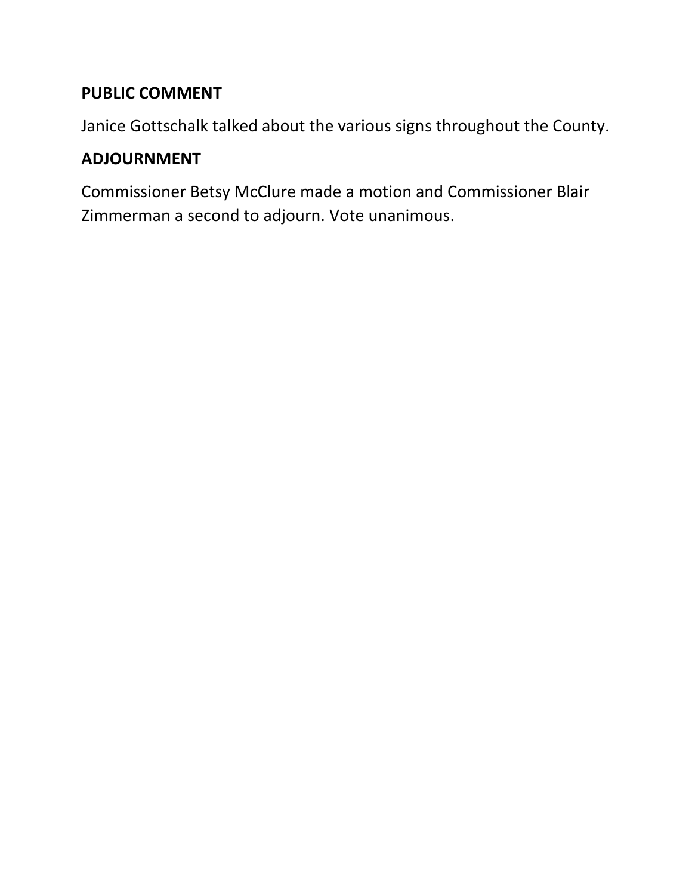**PUBLIC COMMENT**

Janice Gottschalk talked about the various signs throughout the County.

**ADJOURNMENT**

Commissioner Betsy McClure made a motion and Commissioner Blair Zimmerman a second to adjourn. Vote unanimous.